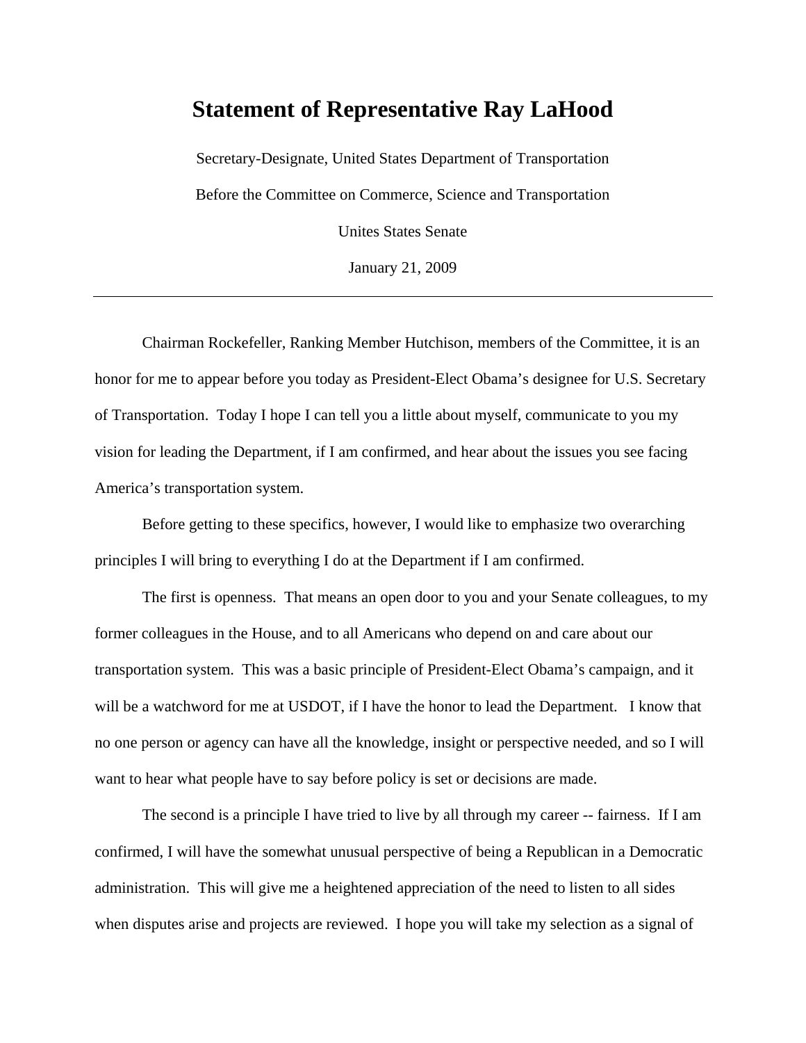# Statement of Representative Ray LaHood

Secretary-Designate, United States Department of Transportation

Before the Committee on Commerce, Science and Transportation

Unites States Senate

January 21, 2009

---

Chairman Rockefeller, Ranking Member Hutchison, members of the Committee, it is an honor for me to appear before you today as President-Elect Obama's designee for U.S. Secretary of Transportation. Today I hope I can tell you a little about myself, communicate to you my vision for leading the Department, if I am confirmed, and hear about the issues you see facing America's transportation system.

Before getting to these specifics, however, I would like to emphasize two overarching principles I will bring to everything I do at the Department if I am confirmed.

The first is openness. That means an open door to you and your Senate colleagues, to my former colleagues in the House, and to all Americans who depend on and care about our transportation system. This was a basic principle of President-Elect Obama's campaign, and it will be a watchword for me at USDOT, if I have the honor to lead the Department. I know that no one person or agency can have all the knowledge, insight or perspective needed, and so I will want to hear what people have to say before policy is set or decisions are made.

The second is a principle I have tried to live by all through my career -- fairness. If I am confirmed, I will have the somewhat unusual perspective of being a Republican in a Democratic administration. This will give me a heightened appreciation of the need to listen to all sides when disputes arise and projects are reviewed. I hope you will take my selection as a signal of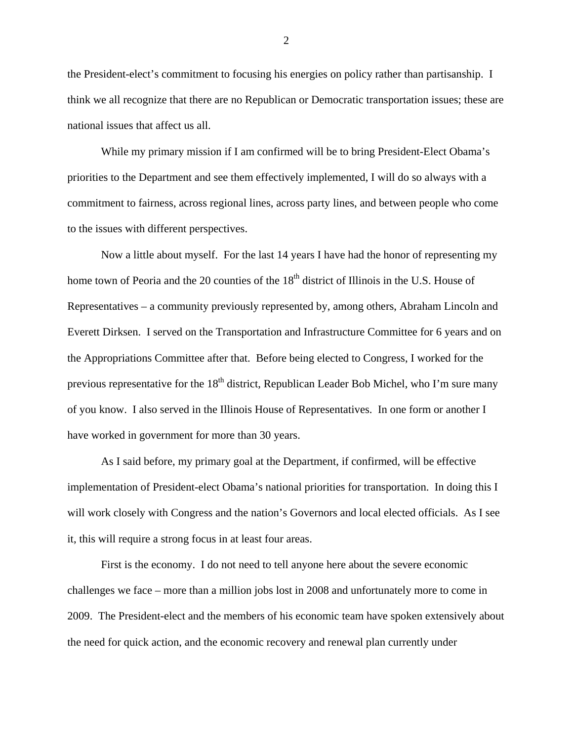the President-elect's commitment to focusing his energies on policy rather than partisanship. I think we all recognize that there are no Republican or Democratic transportation issues; these are national issues that affect us all.

While my primary mission if I am confirmed will be to bring President-Elect Obama's priorities to the Department and see them effectively implemented, I will do so always with a commitment to fairness, across regional lines, across party lines, and between people who come to the issues with different perspectives.

Now a little about myself. For the last 14 years I have had the honor of representing my home town of Peoria and the 20 counties of the 18th district of Illinois in the U.S. House of Representatives – a community previously represented by, among others, Abraham Lincoln and Everett Dirksen. I served on the Transportation and Infrastructure Committee for 6 years and on the Appropriations Committee after that. Before being elected to Congress, I worked for the previous representative for the 18th district, Republican Leader Bob Michel, who I'm sure many of you know. I also served in the Illinois House of Representatives. In one form or another I have worked in government for more than 30 years.

As I said before, my primary goal at the Department, if confirmed, will be effective implementation of President-elect Obama's national priorities for transportation. In doing this I will work closely with Congress and the nation's Governors and local elected officials. As I see it, this will require a strong focus in at least four areas.

First is the economy. I do not need to tell anyone here about the severe economic challenges we face – more than a million jobs lost in 2008 and unfortunately more to come in 2009. The President-elect and the members of his economic team have spoken extensively about the need for quick action, and the economic recovery and renewal plan currently under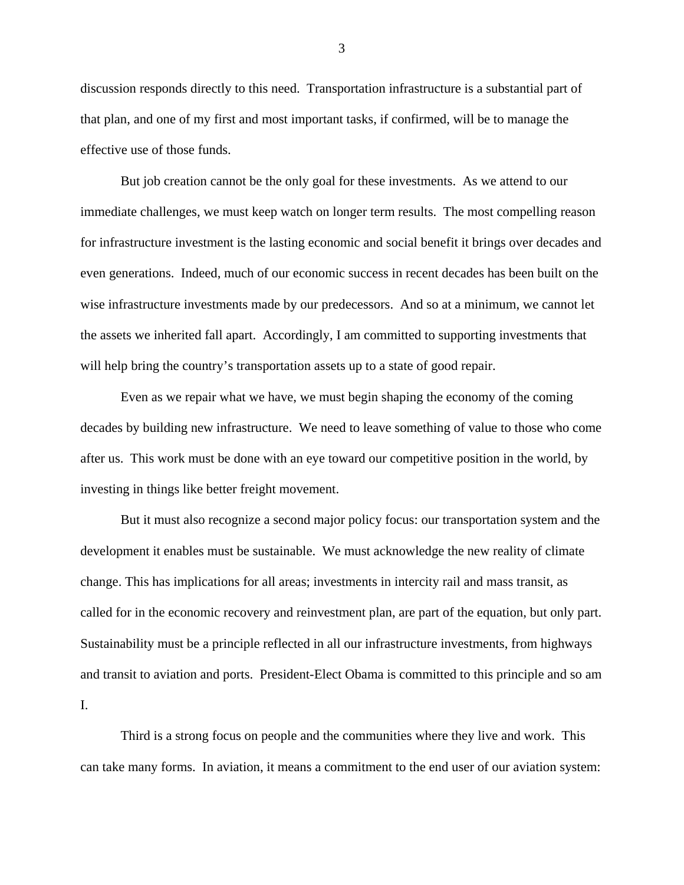discussion responds directly to this need. Transportation infrastructure is a substantial part of that plan, and one of my first and most important tasks, if confirmed, will be to manage the effective use of those funds.

But job creation cannot be the only goal for these investments. As we attend to our immediate challenges, we must keep watch on longer term results. The most compelling reason for infrastructure investment is the lasting economic and social benefit it brings over decades and even generations. Indeed, much of our economic success in recent decades has been built on the wise infrastructure investments made by our predecessors. And so at a minimum, we cannot let the assets we inherited fall apart. Accordingly, I am committed to supporting investments that will help bring the country's transportation assets up to a state of good repair.

Even as we repair what we have, we must begin shaping the economy of the coming decades by building new infrastructure. We need to leave something of value to those who come after us. This work must be done with an eye toward our competitive position in the world, by investing in things like better freight movement.

But it must also recognize a second major policy focus: our transportation system and the development it enables must be sustainable. We must acknowledge the new reality of climate change. This has implications for all areas; investments in intercity rail and mass transit, as called for in the economic recovery and reinvestment plan, are part of the equation, but only part. Sustainability must be a principle reflected in all our infrastructure investments, from highways and transit to aviation and ports. President-Elect Obama is committed to this principle and so am I.

Third is a strong focus on people and the communities where they live and work. This can take many forms. In aviation, it means a commitment to the end user of our aviation system: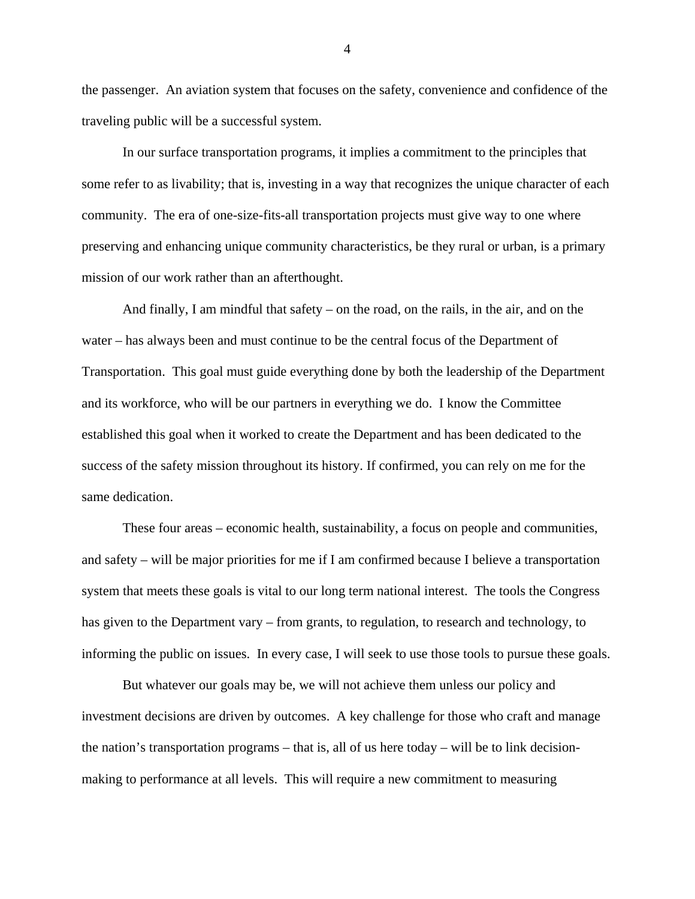the passenger. An aviation system that focuses on the safety, convenience and confidence of the traveling public will be a successful system.

In our surface transportation programs, it implies a commitment to the principles that some refer to as livability; that is, investing in a way that recognizes the unique character of each community. The era of one-size-fits-all transportation projects must give way to one where preserving and enhancing unique community characteristics, be they rural or urban, is a primary mission of our work rather than an afterthought.

And finally, I am mindful that safety – on the road, on the rails, in the air, and on the water – has always been and must continue to be the central focus of the Department of Transportation. This goal must guide everything done by both the leadership of the Department and its workforce, who will be our partners in everything we do. I know the Committee established this goal when it worked to create the Department and has been dedicated to the success of the safety mission throughout its history. If confirmed, you can rely on me for the same dedication.

These four areas – economic health, sustainability, a focus on people and communities, and safety – will be major priorities for me if I am confirmed because I believe a transportation system that meets these goals is vital to our long term national interest. The tools the Congress has given to the Department vary – from grants, to regulation, to research and technology, to informing the public on issues. In every case, I will seek to use those tools to pursue these goals.

But whatever our goals may be, we will not achieve them unless our policy and investment decisions are driven by outcomes. A key challenge for those who craft and manage the nation's transportation programs – that is, all of us here today – will be to link decision-making to performance at all levels. This will require a new commitment to measuring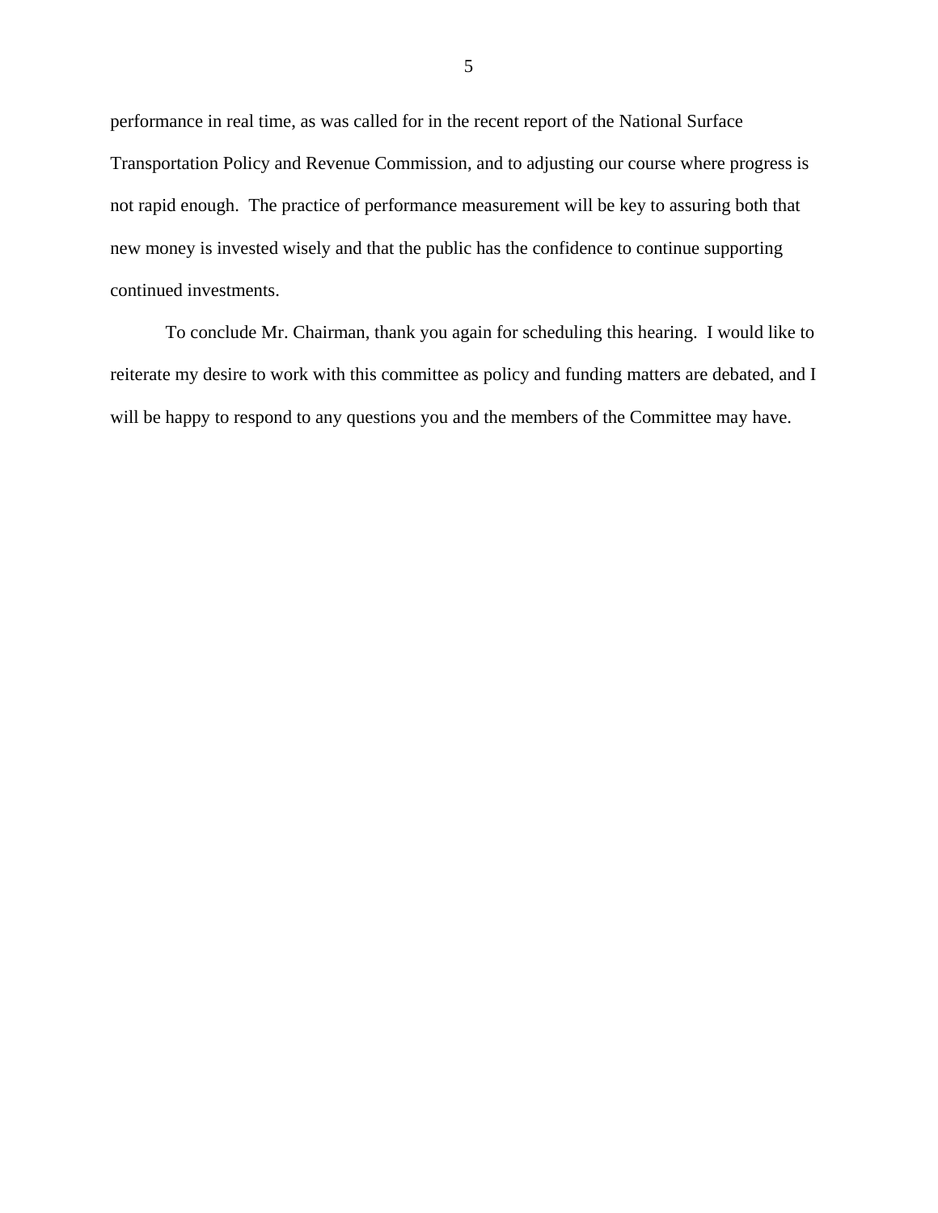performance in real time, as was called for in the recent report of the National Surface Transportation Policy and Revenue Commission, and to adjusting our course where progress is not rapid enough. The practice of performance measurement will be key to assuring both that new money is invested wisely and that the public has the confidence to continue supporting continued investments.

To conclude Mr. Chairman, thank you again for scheduling this hearing. I would like to reiterate my desire to work with this committee as policy and funding matters are debated, and I will be happy to respond to any questions you and the members of the Committee may have.